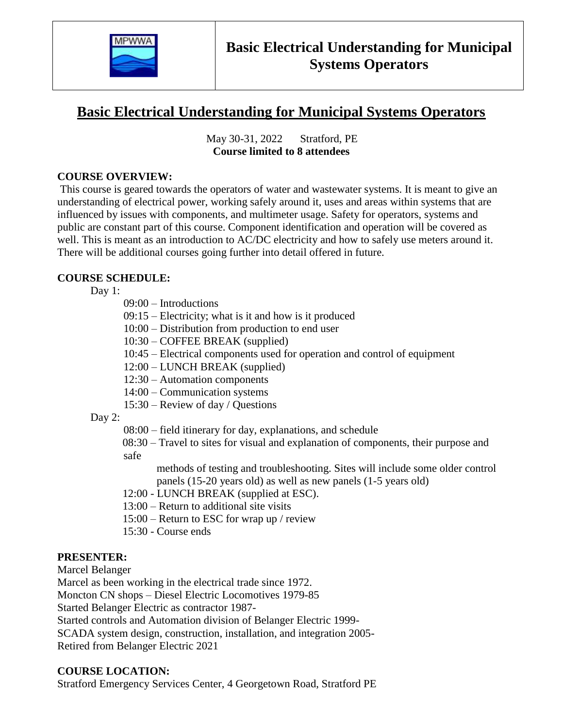# Basic Electrical Understanding for Municipal Systems Operators

## Basic Electrical Understanding for Municipal Systems Operators

May 30-31, 2022 Stratford, PE
**Course limited to 8 attendees**

**COURSE OVERVIEW:**

This course is geared towards the operators of water and wastewater systems. It is meant to give an understanding of electrical power, working safely around it, uses and areas within systems that are influenced by issues with components, and multimeter usage. Safety for operators, systems and public are constant part of this course. Component identification and operation will be covered as well. This is meant as an introduction to AC/DC electricity and how to safely use meters around it. There will be additional courses going further into detail offered in future.

**COURSE SCHEDULE:**

Day 1:

- 09:00 – Introductions
- 09:15 – Electricity; what is it and how is it produced
- 10:00 – Distribution from production to end user
- 10:30 – COFFEE BREAK (supplied)
- 10:45 – Electrical components used for operation and control of equipment
- 12:00 – LUNCH BREAK (supplied)
- 12:30 – Automation components
- 14:00 – Communication systems
- 15:30 – Review of day / Questions

Day 2:

- 08:00 – field itinerary for day, explanations, and schedule
- 08:30 – Travel to sites for visual and explanation of components, their purpose and safe methods of testing and troubleshooting. Sites will include some older control panels (15-20 years old) as well as new panels (1-5 years old)
- 12:00 - LUNCH BREAK (supplied at ESC).
- 13:00 – Return to additional site visits
- 15:00 – Return to ESC for wrap up / review
- 15:30 - Course ends

**PRESENTER:**

Marcel Belanger
Marcel as been working in the electrical trade since 1972.
Moncton CN shops – Diesel Electric Locomotives 1979-85
Started Belanger Electric as contractor 1987-
Started controls and Automation division of Belanger Electric 1999-
SCADA system design, construction, installation, and integration 2005-
Retired from Belanger Electric 2021

**COURSE LOCATION:**

Stratford Emergency Services Center, 4 Georgetown Road, Stratford PE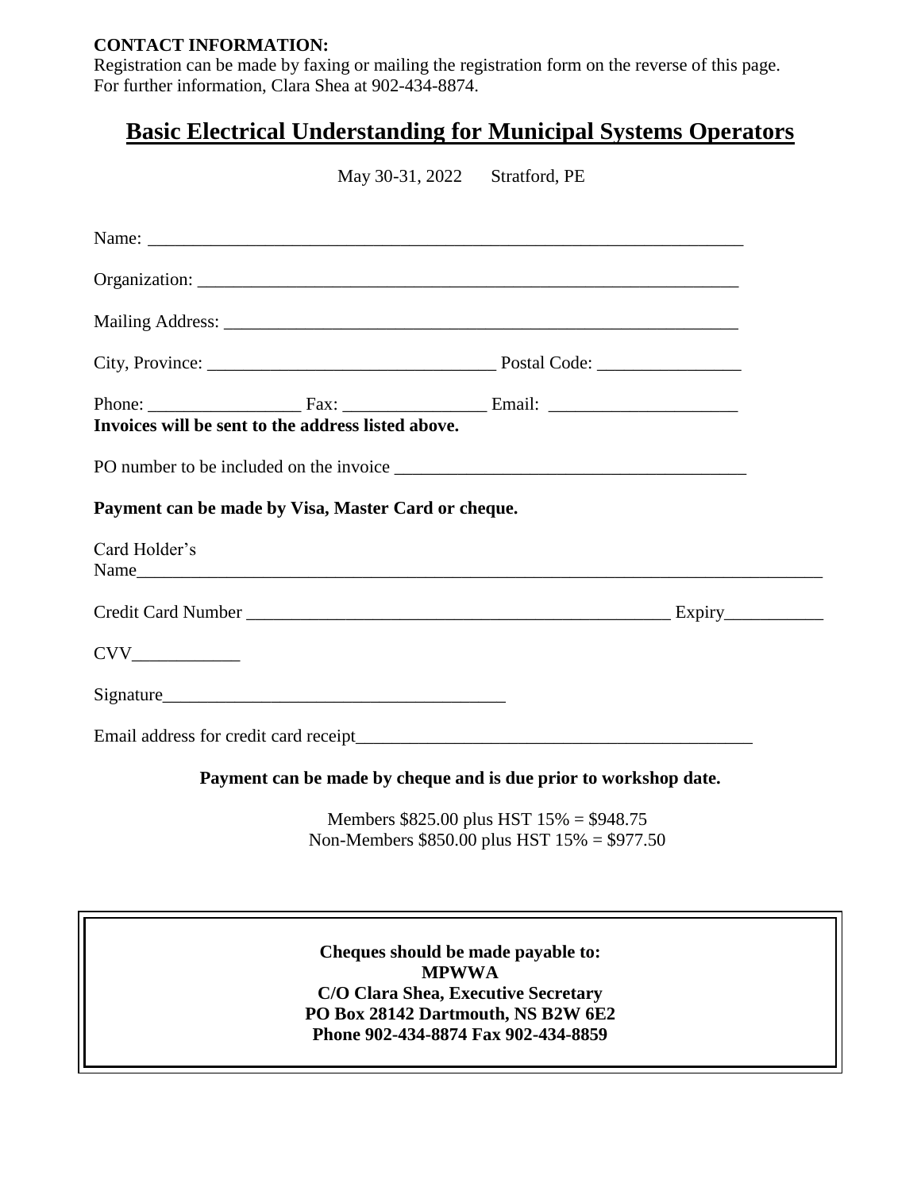**CONTACT INFORMATION:**
Registration can be made by faxing or mailing the registration form on the reverse of this page.
For further information, Clara Shea at 902-434-8874.

# Basic Electrical Understanding for Municipal Systems Operators

May 30-31, 2022 Stratford, PE

Name: ______________________________________________________________________

Organization: _______________________________________________________________

Mailing Address: ____________________________________________________________

City, Province: _______________________________ Postal Code: _______________

Phone: _________________ Fax: ________________ Email: ____________________

**Invoices will be sent to the address listed above.**

PO number to be included on the invoice ______________________________________

**Payment can be made by Visa, Master Card or cheque.**

Card Holder's Name______________________________________________________________________________

Credit Card Number ______________________________________________ Expiry___________

CVV____________

Signature______________________________________

Email address for credit card receipt___________________________________________

**Payment can be made by cheque and is due prior to workshop date.**

Members $825.00 plus HST 15% = $948.75
Non-Members $850.00 plus HST 15% = $977.50

**Cheques should be made payable to:**
**MPWWA**
**C/O Clara Shea, Executive Secretary**
**PO Box 28142 Dartmouth, NS B2W 6E2**
**Phone 902-434-8874 Fax 902-434-8859**